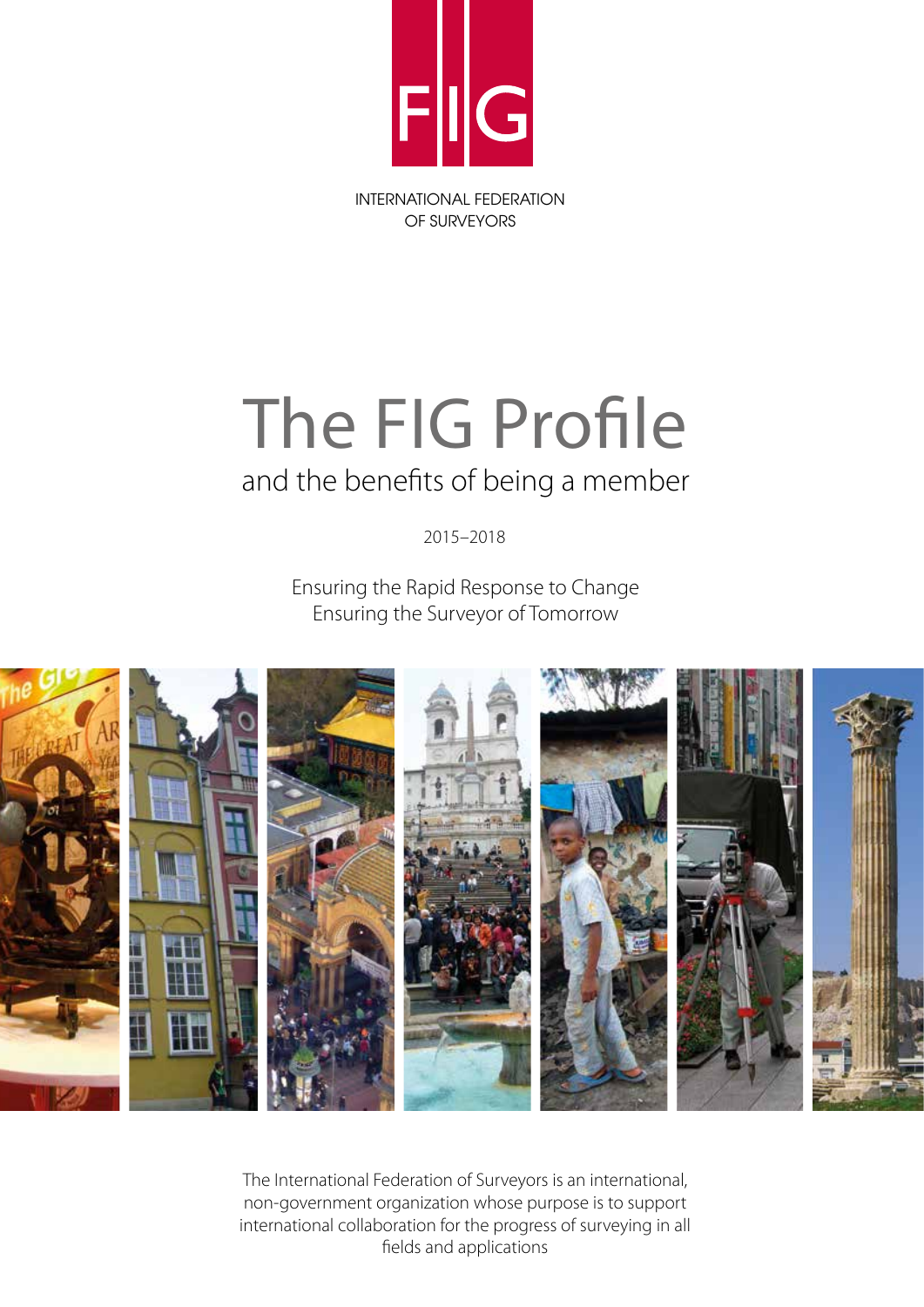FIG

INTERNATIONAL FEDERATION OF SURVEYORS

# The FIG Profile

## and the benefits of being a member

2015–2018

Ensuring the Rapid Response to Change
Ensuring the Surveyor of Tomorrow

The International Federation of Surveyors is an international, non-government organization whose purpose is to support international collaboration for the progress of surveying in all fields and applications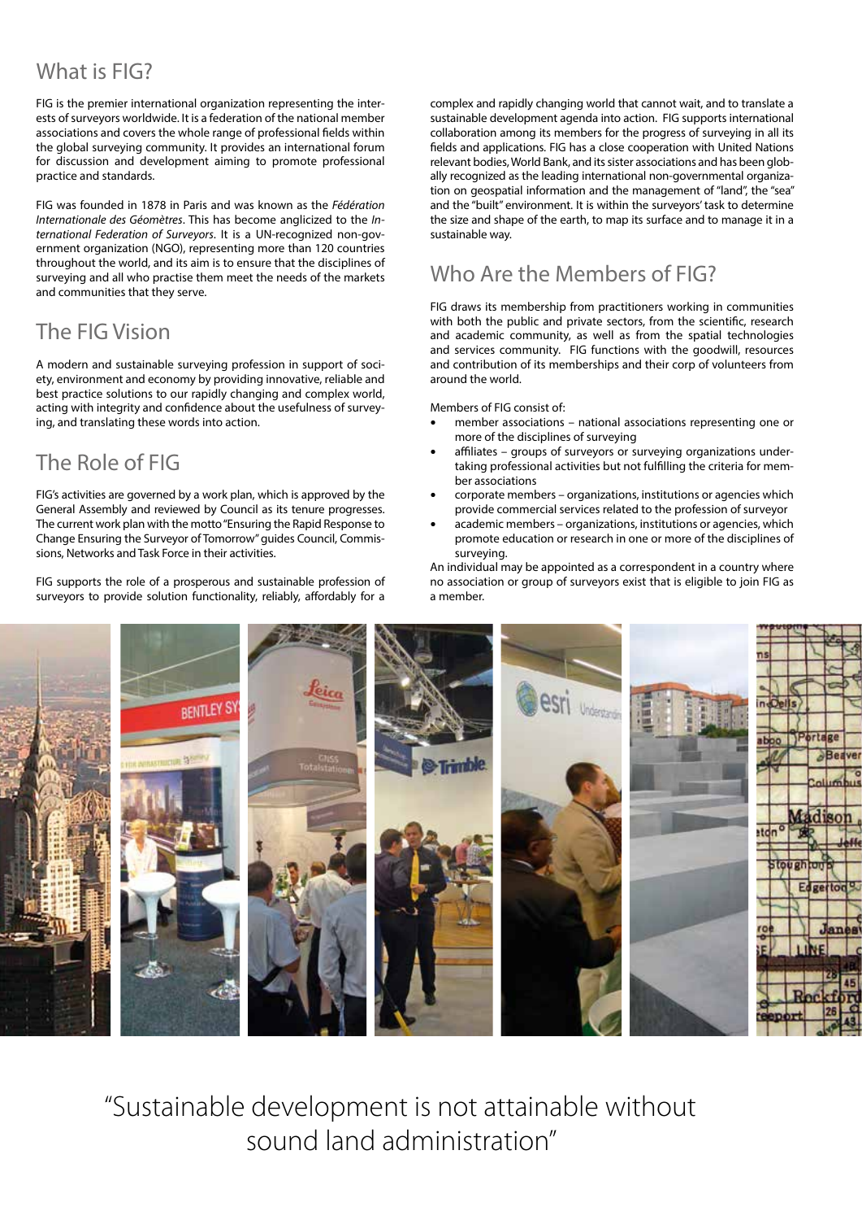## What is FIG?

FIG is the premier international organization representing the interests of surveyors worldwide. It is a federation of the national member associations and covers the whole range of professional fields within the global surveying community. It provides an international forum for discussion and development aiming to promote professional practice and standards.

FIG was founded in 1878 in Paris and was known as the *Fédération Internationale des Géomètres*. This has become anglicized to the *International Federation of Surveyors*. It is a UN-recognized non-government organization (NGO), representing more than 120 countries throughout the world, and its aim is to ensure that the disciplines of surveying and all who practise them meet the needs of the markets and communities that they serve.

## The FIG Vision

A modern and sustainable surveying profession in support of society, environment and economy by providing innovative, reliable and best practice solutions to our rapidly changing and complex world, acting with integrity and confidence about the usefulness of surveying, and translating these words into action.

## The Role of FIG

FIG's activities are governed by a work plan, which is approved by the General Assembly and reviewed by Council as its tenure progresses. The current work plan with the motto "Ensuring the Rapid Response to Change Ensuring the Surveyor of Tomorrow" guides Council, Commissions, Networks and Task Force in their activities.

FIG supports the role of a prosperous and sustainable profession of surveyors to provide solution functionality, reliably, affordably for a complex and rapidly changing world that cannot wait, and to translate a sustainable development agenda into action. FIG supports international collaboration among its members for the progress of surveying in all its fields and applications. FIG has a close cooperation with United Nations relevant bodies, World Bank, and its sister associations and has been globally recognized as the leading international non-governmental organization on geospatial information and the management of "land", the "sea" and the "built" environment. It is within the surveyors' task to determine the size and shape of the earth, to map its surface and to manage it in a sustainable way.

## Who Are the Members of FIG?

FIG draws its membership from practitioners working in communities with both the public and private sectors, from the scientific, research and academic community, as well as from the spatial technologies and services community. FIG functions with the goodwill, resources and contribution of its memberships and their corp of volunteers from around the world.

Members of FIG consist of:

- member associations – national associations representing one or more of the disciplines of surveying
- affiliates – groups of surveyors or surveying organizations undertaking professional activities but not fulfilling the criteria for member associations
- corporate members – organizations, institutions or agencies which provide commercial services related to the profession of surveyor
- academic members – organizations, institutions or agencies, which promote education or research in one or more of the disciplines of surveying.

An individual may be appointed as a correspondent in a country where no association or group of surveyors exist that is eligible to join FIG as a member.

"Sustainable development is not attainable without sound land administration"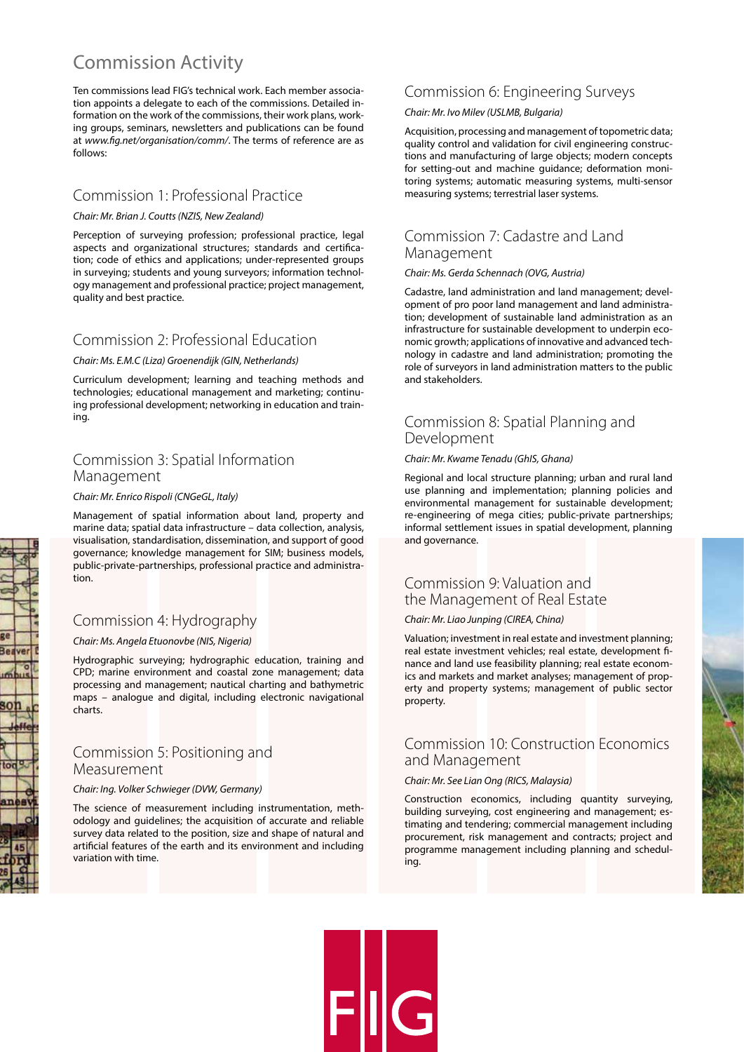# Commission Activity

Ten commissions lead FIG's technical work. Each member association appoints a delegate to each of the commissions. Detailed information on the work of the commissions, their work plans, working groups, seminars, newsletters and publications can be found at *www.fig.net/organisation/comm/*. The terms of reference are as follows:

## Commission 1: Professional Practice

*Chair: Mr. Brian J. Coutts (NZIS, New Zealand)*

Perception of surveying profession; professional practice, legal aspects and organizational structures; standards and certification; code of ethics and applications; under-represented groups in surveying; students and young surveyors; information technology management and professional practice; project management, quality and best practice.

## Commission 2: Professional Education

*Chair: Ms. E.M.C (Liza) Groenendijk (GIN, Netherlands)*

Curriculum development; learning and teaching methods and technologies; educational management and marketing; continuing professional development; networking in education and training.

## Commission 3: Spatial Information Management

*Chair: Mr. Enrico Rispoli (CNGeGL, Italy)*

Management of spatial information about land, property and marine data; spatial data infrastructure – data collection, analysis, visualisation, standardisation, dissemination, and support of good governance; knowledge management for SIM; business models, public-private-partnerships, professional practice and administration.

## Commission 4: Hydrography

*Chair: Ms. Angela Etuonovbe (NIS, Nigeria)*

Hydrographic surveying; hydrographic education, training and CPD; marine environment and coastal zone management; data processing and management; nautical charting and bathymetric maps – analogue and digital, including electronic navigational charts.

## Commission 5: Positioning and Measurement

*Chair: Ing. Volker Schwieger (DVW, Germany)*

The science of measurement including instrumentation, methodology and guidelines; the acquisition of accurate and reliable survey data related to the position, size and shape of natural and artificial features of the earth and its environment and including variation with time.

## Commission 6: Engineering Surveys

*Chair: Mr. Ivo Milev (USLMB, Bulgaria)*

Acquisition, processing and management of topometric data; quality control and validation for civil engineering constructions and manufacturing of large objects; modern concepts for setting-out and machine guidance; deformation monitoring systems; automatic measuring systems, multi-sensor measuring systems; terrestrial laser systems.

## Commission 7: Cadastre and Land Management

*Chair: Ms. Gerda Schennach (OVG, Austria)*

Cadastre, land administration and land management; development of pro poor land management and land administration; development of sustainable land administration as an infrastructure for sustainable development to underpin economic growth; applications of innovative and advanced technology in cadastre and land administration; promoting the role of surveyors in land administration matters to the public and stakeholders.

## Commission 8: Spatial Planning and Development

*Chair: Mr. Kwame Tenadu (GhIS, Ghana)*

Regional and local structure planning; urban and rural land use planning and implementation; planning policies and environmental management for sustainable development; re-engineering of mega cities; public-private partnerships; informal settlement issues in spatial development, planning and governance.

## Commission 9: Valuation and the Management of Real Estate

*Chair: Mr. Liao Junping (CIREA, China)*

Valuation; investment in real estate and investment planning; real estate investment vehicles; real estate, development finance and land use feasibility planning; real estate economics and markets and market analyses; management of property and property systems; management of public sector property.

## Commission 10: Construction Economics and Management

*Chair: Mr. See Lian Ong (RICS, Malaysia)*

Construction economics, including quantity surveying, building surveying, cost engineering and management; estimating and tendering; commercial management including procurement, risk management and contracts; project and programme management including planning and scheduling.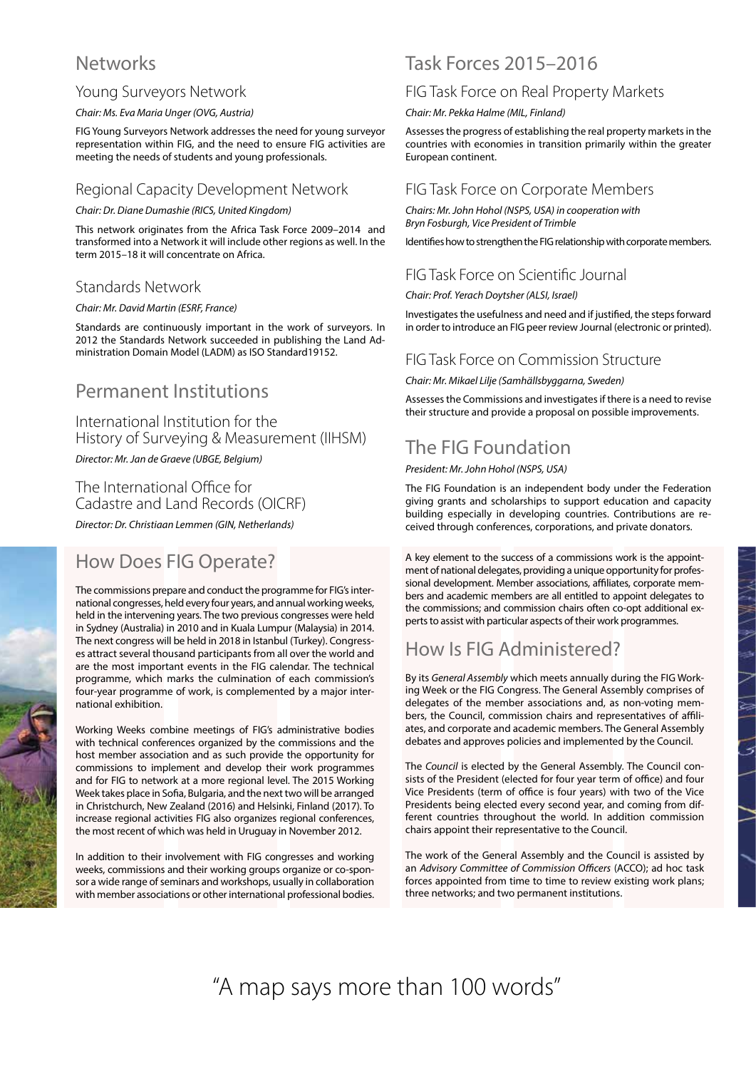## Networks

### Young Surveyors Network

*Chair: Ms. Eva Maria Unger (OVG, Austria)*

FIG Young Surveyors Network addresses the need for young surveyor representation within FIG, and the need to ensure FIG activities are meeting the needs of students and young professionals.

### Regional Capacity Development Network

*Chair: Dr. Diane Dumashie (RICS, United Kingdom)*

This network originates from the Africa Task Force 2009–2014 and transformed into a Network it will include other regions as well. In the term 2015–18 it will concentrate on Africa.

### Standards Network

*Chair: Mr. David Martin (ESRF, France)*

Standards are continuously important in the work of surveyors. In 2012 the Standards Network succeeded in publishing the Land Administration Domain Model (LADM) as ISO Standard19152.

## Permanent Institutions

### International Institution for the History of Surveying & Measurement (IIHSM)

*Director: Mr. Jan de Graeve (UBGE, Belgium)*

### The International Office for Cadastre and Land Records (OICRF)

*Director: Dr. Christiaan Lemmen (GIN, Netherlands)*

## How Does FIG Operate?

The commissions prepare and conduct the programme for FIG's international congresses, held every four years, and annual working weeks, held in the intervening years. The two previous congresses were held in Sydney (Australia) in 2010 and in Kuala Lumpur (Malaysia) in 2014. The next congress will be held in 2018 in Istanbul (Turkey). Congresses attract several thousand participants from all over the world and are the most important events in the FIG calendar. The technical programme, which marks the culmination of each commission's four-year programme of work, is complemented by a major international exhibition.

Working Weeks combine meetings of FIG's administrative bodies with technical conferences organized by the commissions and the host member association and as such provide the opportunity for commissions to implement and develop their work programmes and for FIG to network at a more regional level. The 2015 Working Week takes place in Sofia, Bulgaria, and the next two will be arranged in Christchurch, New Zealand (2016) and Helsinki, Finland (2017). To increase regional activities FIG also organizes regional conferences, the most recent of which was held in Uruguay in November 2012.

In addition to their involvement with FIG congresses and working weeks, commissions and their working groups organize or co-sponsor a wide range of seminars and workshops, usually in collaboration with member associations or other international professional bodies.

## Task Forces 2015–2016

### FIG Task Force on Real Property Markets

*Chair: Mr. Pekka Halme (MIL, Finland)*

Assesses the progress of establishing the real property markets in the countries with economies in transition primarily within the greater European continent.

### FIG Task Force on Corporate Members

*Chairs: Mr. John Hohol (NSPS, USA) in cooperation with Bryn Fosburgh, Vice President of Trimble*

Identifies how to strengthen the FIG relationship with corporate members.

### FIG Task Force on Scientific Journal

*Chair: Prof. Yerach Doytsher (ALSI, Israel)*

Investigates the usefulness and need and if justified, the steps forward in order to introduce an FIG peer review Journal (electronic or printed).

### FIG Task Force on Commission Structure

*Chair: Mr. Mikael Lilje (Samhällsbyggarna, Sweden)*

Assesses the Commissions and investigates if there is a need to revise their structure and provide a proposal on possible improvements.

## The FIG Foundation

*President: Mr. John Hohol (NSPS, USA)*

The FIG Foundation is an independent body under the Federation giving grants and scholarships to support education and capacity building especially in developing countries. Contributions are received through conferences, corporations, and private donators.

A key element to the success of a commissions work is the appointment of national delegates, providing a unique opportunity for professional development. Member associations, affiliates, corporate members and academic members are all entitled to appoint delegates to the commissions; and commission chairs often co-opt additional experts to assist with particular aspects of their work programmes.

## How Is FIG Administered?

By its *General Assembly* which meets annually during the FIG Working Week or the FIG Congress. The General Assembly comprises of delegates of the member associations and, as non-voting members, the Council, commission chairs and representatives of affiliates, and corporate and academic members. The General Assembly debates and approves policies and implemented by the Council.

The *Council* is elected by the General Assembly. The Council consists of the President (elected for four year term of office) and four Vice Presidents (term of office is four years) with two of the Vice Presidents being elected every second year, and coming from different countries throughout the world. In addition commission chairs appoint their representative to the Council.

The work of the General Assembly and the Council is assisted by an *Advisory Committee of Commission Officers* (ACCO); ad hoc task forces appointed from time to time to review existing work plans; three networks; and two permanent institutions.

"A map says more than 100 words"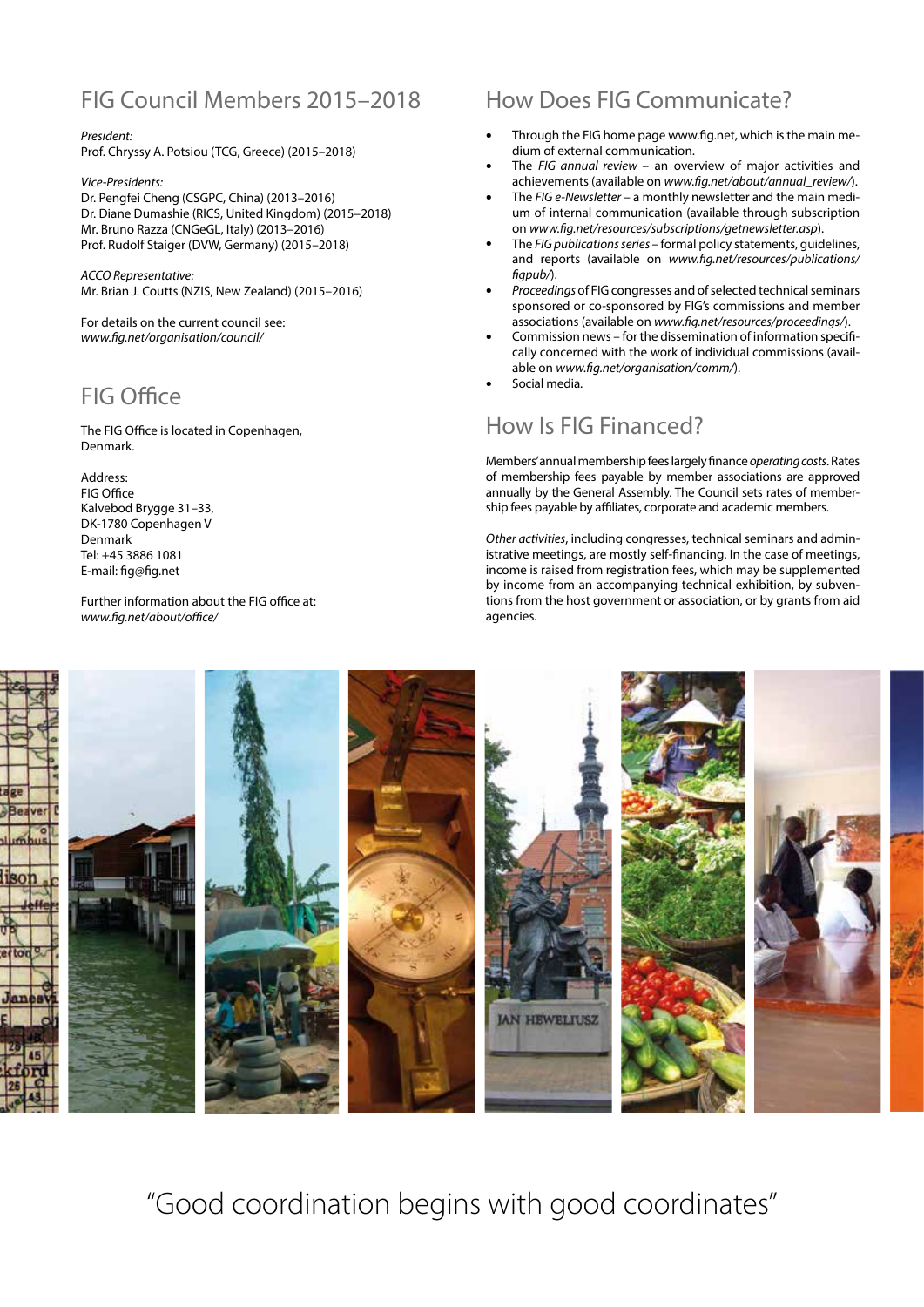## FIG Council Members 2015–2018

*President:*
Prof. Chryssy A. Potsiou (TCG, Greece) (2015–2018)

*Vice-Presidents:*
Dr. Pengfei Cheng (CSGPC, China) (2013–2016)
Dr. Diane Dumashie (RICS, United Kingdom) (2015–2018)
Mr. Bruno Razza (CNGeGL, Italy) (2013–2016)
Prof. Rudolf Staiger (DVW, Germany) (2015–2018)

*ACCO Representative:*
Mr. Brian J. Coutts (NZIS, New Zealand) (2015–2016)

For details on the current council see:
*www.fig.net/organisation/council/*

## FIG Office

The FIG Office is located in Copenhagen, Denmark.

Address:
FIG Office
Kalvebod Brygge 31–33,
DK-1780 Copenhagen V
Denmark
Tel: +45 3886 1081
E-mail: fig@fig.net

Further information about the FIG office at:
*www.fig.net/about/office/*

## How Does FIG Communicate?

- Through the FIG home page www.fig.net, which is the main medium of external communication.
- The *FIG annual review* – an overview of major activities and achievements (available on *www.fig.net/about/annual_review/*).
- The *FIG e-Newsletter* – a monthly newsletter and the main medium of internal communication (available through subscription on *www.fig.net/resources/subscriptions/getnewsletter.asp*).
- The *FIG publications series* – formal policy statements, guidelines, and reports (available on *www.fig.net/resources/publications/figpub/*).
- *Proceedings* of FIG congresses and of selected technical seminars sponsored or co-sponsored by FIG's commissions and member associations (available on *www.fig.net/resources/proceedings/*).
- Commission news – for the dissemination of information specifically concerned with the work of individual commissions (available on *www.fig.net/organisation/comm/*).
- Social media.

## How Is FIG Financed?

Members' annual membership fees largely finance *operating costs*. Rates of membership fees payable by member associations are approved annually by the General Assembly. The Council sets rates of membership fees payable by affiliates, corporate and academic members.

*Other activities*, including congresses, technical seminars and administrative meetings, are mostly self-financing. In the case of meetings, income is raised from registration fees, which may be supplemented by income from an accompanying technical exhibition, by subventions from the host government or association, or by grants from aid agencies.

"Good coordination begins with good coordinates"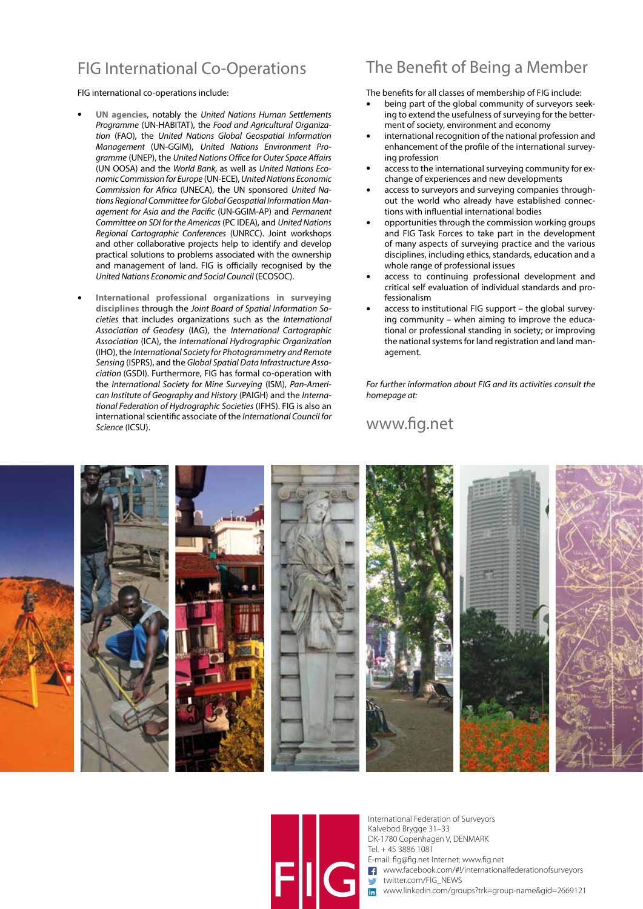## FIG International Co-Operations

FIG international co-operations include:

- **UN agencies**, notably the *United Nations Human Settlements Programme* (UN-HABITAT), the *Food and Agricultural Organization* (FAO), the *United Nations Global Geospatial Information Management* (UN-GGIM), *United Nations Environment Programme* (UNEP), the *United Nations Office for Outer Space Affairs* (UN OOSA) and the *World Bank*, as well as *United Nations Economic Commission for Europe* (UN-ECE), *United Nations Economic Commission for Africa* (UNECA), the UN sponsored *United Nations Regional Committee for Global Geospatial Information Management for Asia and the Pacific* (UN-GGIM-AP) and *Permanent Committee on SDI for the Americas* (PC IDEA), and *United Nations Regional Cartographic Conferences* (UNRCC). Joint workshops and other collaborative projects help to identify and develop practical solutions to problems associated with the ownership and management of land. FIG is officially recognised by the *United Nations Economic and Social Council* (ECOSOC).

- **International professional organizations in surveying disciplines** through the *Joint Board of Spatial Information Societies* that includes organizations such as the *International Association of Geodesy* (IAG), the *International Cartographic Association* (ICA), the *International Hydrographic Organization* (IHO), the *International Society for Photogrammetry and Remote Sensing* (ISPRS), and the *Global Spatial Data Infrastructure Association* (GSDI). Furthermore, FIG has formal co-operation with the *International Society for Mine Surveying* (ISM), *Pan-American Institute of Geography and History* (PAIGH) and the *International Federation of Hydrographic Societies* (IFHS). FIG is also an international scientific associate of the *International Council for Science* (ICSU).

## The Benefit of Being a Member

The benefits for all classes of membership of FIG include:

- being part of the global community of surveyors seeking to extend the usefulness of surveying for the betterment of society, environment and economy
- international recognition of the national profession and enhancement of the profile of the international surveying profession
- access to the international surveying community for exchange of experiences and new developments
- access to surveyors and surveying companies throughout the world who already have established connections with influential international bodies
- opportunities through the commission working groups and FIG Task Forces to take part in the development of many aspects of surveying practice and the various disciplines, including ethics, standards, education and a whole range of professional issues
- access to continuing professional development and critical self evaluation of individual standards and professionalism
- access to institutional FIG support – the global surveying community – when aiming to improve the educational or professional standing in society; or improving the national systems for land registration and land management.

*For further information about FIG and its activities consult the homepage at:*

www.fig.net

FIG

International Federation of Surveyors
Kalvebod Brygge 31–33
DK-1780 Copenhagen V, DENMARK
Tel. + 45 3886 1081
E-mail: fig@fig.net Internet: www.fig.net
www.facebook.com/#!/internationalfederationofsurveyors
twitter.com/FIG_NEWS
www.linkedin.com/groups?trk=group-name&gid=2669121